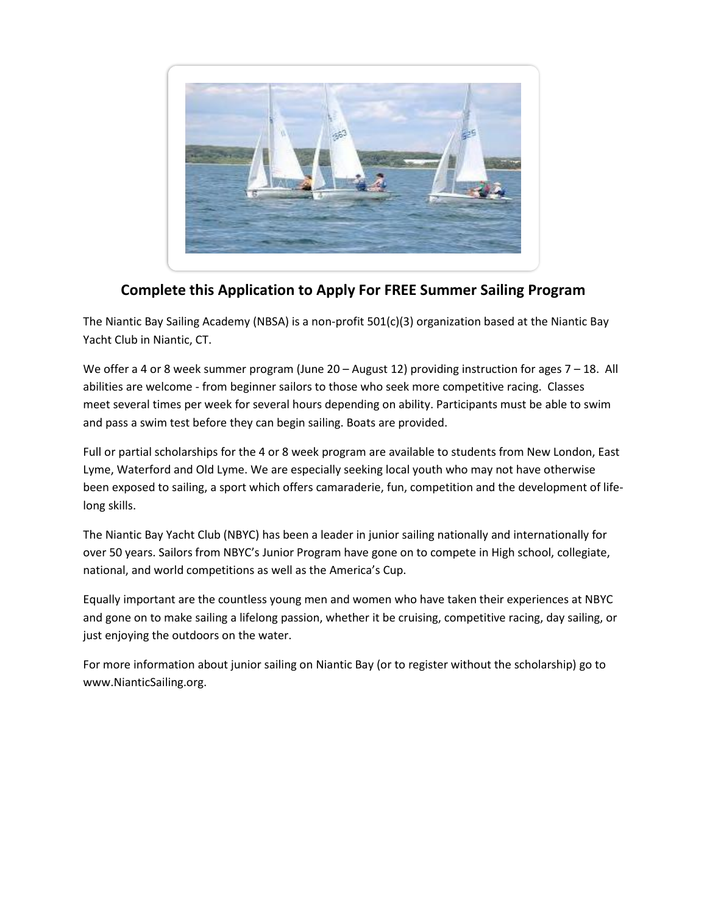## Complete this Application to Apply For FREE Summer Sailing Program

The Niantic Bay Sailing Academy (NBSA) is a non-profit 501(c)(3) organization based at the Niantic Bay Yacht Club in Niantic, CT.

We offer a 4 or 8 week summer program (June 20 – August 12) providing instruction for ages 7 – 18. All abilities are welcome - from beginner sailors to those who seek more competitive racing. Classes meet several times per week for several hours depending on ability. Participants must be able to swim and pass a swim test before they can begin sailing. Boats are provided.

Full or partial scholarships for the 4 or 8 week program are available to students from New London, East Lyme, Waterford and Old Lyme. We are especially seeking local youth who may not have otherwise been exposed to sailing, a sport which offers camaraderie, fun, competition and the development of life-long skills.

The Niantic Bay Yacht Club (NBYC) has been a leader in junior sailing nationally and internationally for over 50 years. Sailors from NBYC's Junior Program have gone on to compete in High school, collegiate, national, and world competitions as well as the America's Cup.

Equally important are the countless young men and women who have taken their experiences at NBYC and gone on to make sailing a lifelong passion, whether it be cruising, competitive racing, day sailing, or just enjoying the outdoors on the water.

For more information about junior sailing on Niantic Bay (or to register without the scholarship) go to www.NianticSailing.org.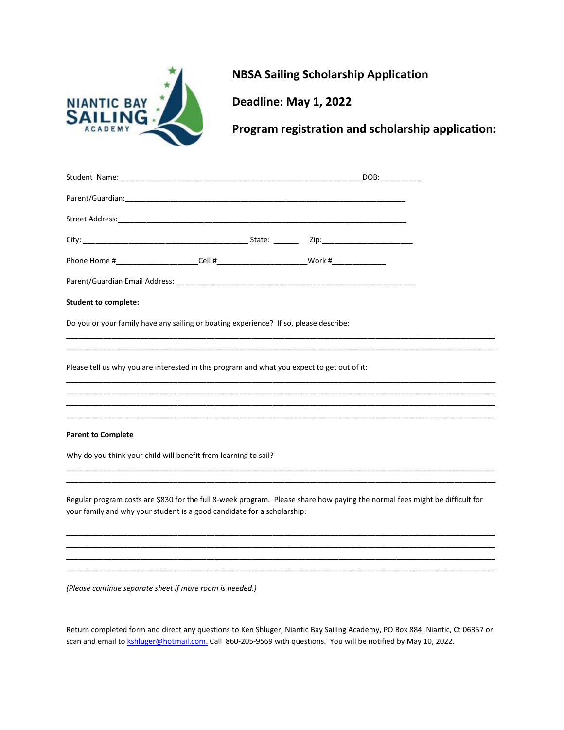# NBSA Sailing Scholarship Application

## Deadline: May 1, 2022

## Program registration and scholarship application:

Student Name:\_\_\_\_\_\_\_\_\_\_\_\_\_\_\_\_\_\_\_\_\_\_\_\_\_\_\_\_\_\_\_\_\_\_\_\_\_\_\_\_\_\_\_\_\_\_\_\_\_\_\_\_\_\_\_\_DOB:\_\_\_\_\_\_\_\_\_\_

Parent/Guardian:\_\_\_\_\_\_\_\_\_\_\_\_\_\_\_\_\_\_\_\_\_\_\_\_\_\_\_\_\_\_\_\_\_\_\_\_\_\_\_\_\_\_\_\_\_\_\_\_\_\_\_\_\_\_\_\_\_\_\_\_\_\_\_\_\_\_

Street Address:\_\_\_\_\_\_\_\_\_\_\_\_\_\_\_\_\_\_\_\_\_\_\_\_\_\_\_\_\_\_\_\_\_\_\_\_\_\_\_\_\_\_\_\_\_\_\_\_\_\_\_\_\_\_\_\_\_\_\_\_\_\_\_\_\_\_\_

City: \_\_\_\_\_\_\_\_\_\_\_\_\_\_\_\_\_\_\_\_\_\_\_\_\_\_\_\_\_\_\_\_\_\_\_\_\_\_\_\_ State: \_\_\_\_\_\_ Zip:\_\_\_\_\_\_\_\_\_\_\_\_\_\_\_\_\_\_\_\_\_\_

Phone Home #\_\_\_\_\_\_\_\_\_\_\_\_\_\_\_\_\_\_\_\_Cell #\_\_\_\_\_\_\_\_\_\_\_\_\_\_\_\_\_\_\_\_\_\_Work #\_\_\_\_\_\_\_\_\_\_\_\_\_

Parent/Guardian Email Address: \_\_\_\_\_\_\_\_\_\_\_\_\_\_\_\_\_\_\_\_\_\_\_\_\_\_\_\_\_\_\_\_\_\_\_\_\_\_\_\_\_\_\_\_\_\_\_\_\_\_\_\_\_\_\_\_\_\_

**Student to complete:**

Do you or your family have any sailing or boating experience? If so, please describe:

\_\_\_\_\_\_\_\_\_\_\_\_\_\_\_\_\_\_\_\_\_\_\_\_\_\_\_\_\_\_\_\_\_\_\_\_\_\_\_\_\_\_\_\_\_\_\_\_\_\_\_\_\_\_\_\_\_\_\_\_\_\_\_\_\_\_\_\_\_\_\_\_\_\_\_\_\_\_\_\_\_\_\_\_\_\_\_\_\_\_\_\_\_\_\_\_\_\_

\_\_\_\_\_\_\_\_\_\_\_\_\_\_\_\_\_\_\_\_\_\_\_\_\_\_\_\_\_\_\_\_\_\_\_\_\_\_\_\_\_\_\_\_\_\_\_\_\_\_\_\_\_\_\_\_\_\_\_\_\_\_\_\_\_\_\_\_\_\_\_\_\_\_\_\_\_\_\_\_\_\_\_\_\_\_\_\_\_\_\_\_\_\_\_\_\_\_

Please tell us why you are interested in this program and what you expect to get out of it:

\_\_\_\_\_\_\_\_\_\_\_\_\_\_\_\_\_\_\_\_\_\_\_\_\_\_\_\_\_\_\_\_\_\_\_\_\_\_\_\_\_\_\_\_\_\_\_\_\_\_\_\_\_\_\_\_\_\_\_\_\_\_\_\_\_\_\_\_\_\_\_\_\_\_\_\_\_\_\_\_\_\_\_\_\_\_\_\_\_\_\_\_\_\_\_\_\_\_

\_\_\_\_\_\_\_\_\_\_\_\_\_\_\_\_\_\_\_\_\_\_\_\_\_\_\_\_\_\_\_\_\_\_\_\_\_\_\_\_\_\_\_\_\_\_\_\_\_\_\_\_\_\_\_\_\_\_\_\_\_\_\_\_\_\_\_\_\_\_\_\_\_\_\_\_\_\_\_\_\_\_\_\_\_\_\_\_\_\_\_\_\_\_\_\_\_\_

\_\_\_\_\_\_\_\_\_\_\_\_\_\_\_\_\_\_\_\_\_\_\_\_\_\_\_\_\_\_\_\_\_\_\_\_\_\_\_\_\_\_\_\_\_\_\_\_\_\_\_\_\_\_\_\_\_\_\_\_\_\_\_\_\_\_\_\_\_\_\_\_\_\_\_\_\_\_\_\_\_\_\_\_\_\_\_\_\_\_\_\_\_\_\_\_\_\_

\_\_\_\_\_\_\_\_\_\_\_\_\_\_\_\_\_\_\_\_\_\_\_\_\_\_\_\_\_\_\_\_\_\_\_\_\_\_\_\_\_\_\_\_\_\_\_\_\_\_\_\_\_\_\_\_\_\_\_\_\_\_\_\_\_\_\_\_\_\_\_\_\_\_\_\_\_\_\_\_\_\_\_\_\_\_\_\_\_\_\_\_\_\_\_\_\_\_

**Parent to Complete**

Why do you think your child will benefit from learning to sail?

\_\_\_\_\_\_\_\_\_\_\_\_\_\_\_\_\_\_\_\_\_\_\_\_\_\_\_\_\_\_\_\_\_\_\_\_\_\_\_\_\_\_\_\_\_\_\_\_\_\_\_\_\_\_\_\_\_\_\_\_\_\_\_\_\_\_\_\_\_\_\_\_\_\_\_\_\_\_\_\_\_\_\_\_\_\_\_\_\_\_\_\_\_\_\_\_\_\_

\_\_\_\_\_\_\_\_\_\_\_\_\_\_\_\_\_\_\_\_\_\_\_\_\_\_\_\_\_\_\_\_\_\_\_\_\_\_\_\_\_\_\_\_\_\_\_\_\_\_\_\_\_\_\_\_\_\_\_\_\_\_\_\_\_\_\_\_\_\_\_\_\_\_\_\_\_\_\_\_\_\_\_\_\_\_\_\_\_\_\_\_\_\_\_\_\_\_

Regular program costs are $830 for the full 8-week program. Please share how paying the normal fees might be difficult for your family and why your student is a good candidate for a scholarship:

\_\_\_\_\_\_\_\_\_\_\_\_\_\_\_\_\_\_\_\_\_\_\_\_\_\_\_\_\_\_\_\_\_\_\_\_\_\_\_\_\_\_\_\_\_\_\_\_\_\_\_\_\_\_\_\_\_\_\_\_\_\_\_\_\_\_\_\_\_\_\_\_\_\_\_\_\_\_\_\_\_\_\_\_\_\_\_\_\_\_\_\_\_\_\_\_\_\_

\_\_\_\_\_\_\_\_\_\_\_\_\_\_\_\_\_\_\_\_\_\_\_\_\_\_\_\_\_\_\_\_\_\_\_\_\_\_\_\_\_\_\_\_\_\_\_\_\_\_\_\_\_\_\_\_\_\_\_\_\_\_\_\_\_\_\_\_\_\_\_\_\_\_\_\_\_\_\_\_\_\_\_\_\_\_\_\_\_\_\_\_\_\_\_\_\_\_

\_\_\_\_\_\_\_\_\_\_\_\_\_\_\_\_\_\_\_\_\_\_\_\_\_\_\_\_\_\_\_\_\_\_\_\_\_\_\_\_\_\_\_\_\_\_\_\_\_\_\_\_\_\_\_\_\_\_\_\_\_\_\_\_\_\_\_\_\_\_\_\_\_\_\_\_\_\_\_\_\_\_\_\_\_\_\_\_\_\_\_\_\_\_\_\_\_\_

\_\_\_\_\_\_\_\_\_\_\_\_\_\_\_\_\_\_\_\_\_\_\_\_\_\_\_\_\_\_\_\_\_\_\_\_\_\_\_\_\_\_\_\_\_\_\_\_\_\_\_\_\_\_\_\_\_\_\_\_\_\_\_\_\_\_\_\_\_\_\_\_\_\_\_\_\_\_\_\_\_\_\_\_\_\_\_\_\_\_\_\_\_\_\_\_\_\_

*(Please continue separate sheet if more room is needed.)*

Return completed form and direct any questions to Ken Shluger, Niantic Bay Sailing Academy, PO Box 884, Niantic, Ct 06357 or scan and email to kshluger@hotmail.com. Call 860-205-9569 with questions. You will be notified by May 10, 2022.